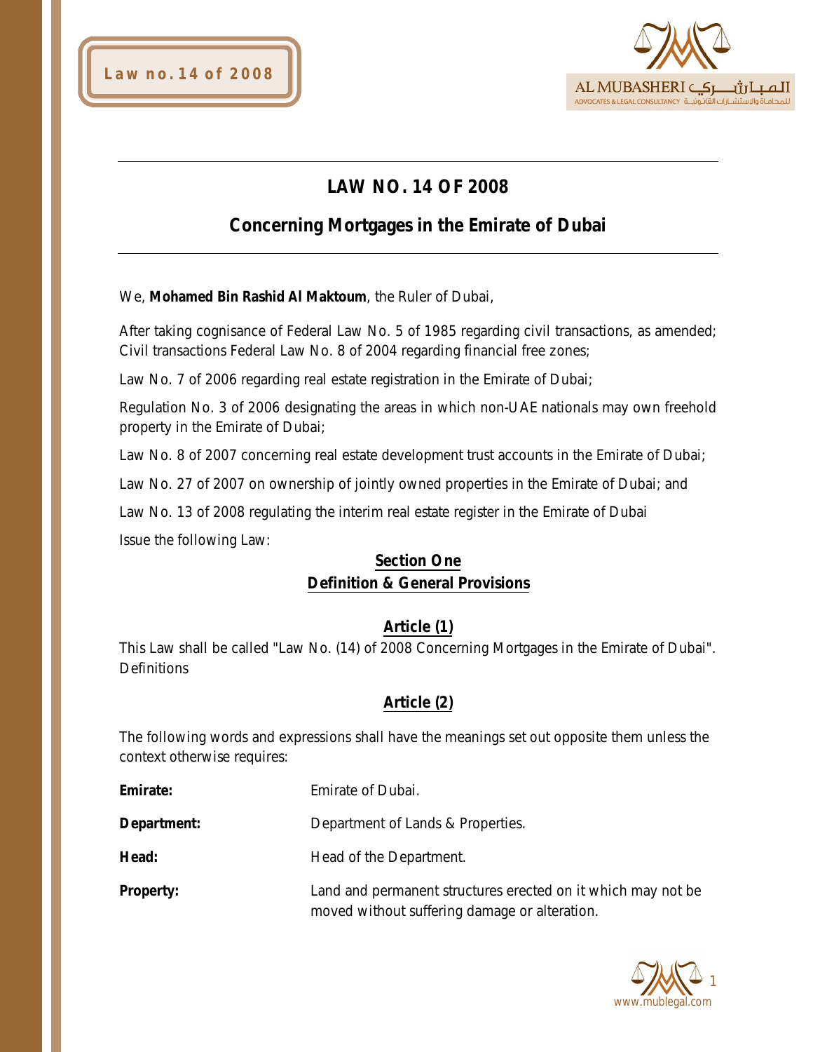# LAW NO. 14 OF 2008

## Concerning Mortgages in the Emirate of Dubai

We, **Mohamed Bin Rashid Al Maktoum**, the Ruler of Dubai,

After taking cognisance of Federal Law No. 5 of 1985 regarding civil transactions, as amended; Civil transactions Federal Law No. 8 of 2004 regarding financial free zones;

Law No. 7 of 2006 regarding real estate registration in the Emirate of Dubai;

Regulation No. 3 of 2006 designating the areas in which non-UAE nationals may own freehold property in the Emirate of Dubai;

Law No. 8 of 2007 concerning real estate development trust accounts in the Emirate of Dubai;

Law No. 27 of 2007 on ownership of jointly owned properties in the Emirate of Dubai; and

Law No. 13 of 2008 regulating the interim real estate register in the Emirate of Dubai

Issue the following Law:

## Section One
## Definition & General Provisions

### Article (1)

This Law shall be called "Law No. (14) of 2008 Concerning Mortgages in the Emirate of Dubai". Definitions

### Article (2)

The following words and expressions shall have the meanings set out opposite them unless the context otherwise requires:

**Emirate:** Emirate of Dubai.

**Department:** Department of Lands & Properties.

**Head:** Head of the Department.

**Property:** Land and permanent structures erected on it which may not be moved without suffering damage or alteration.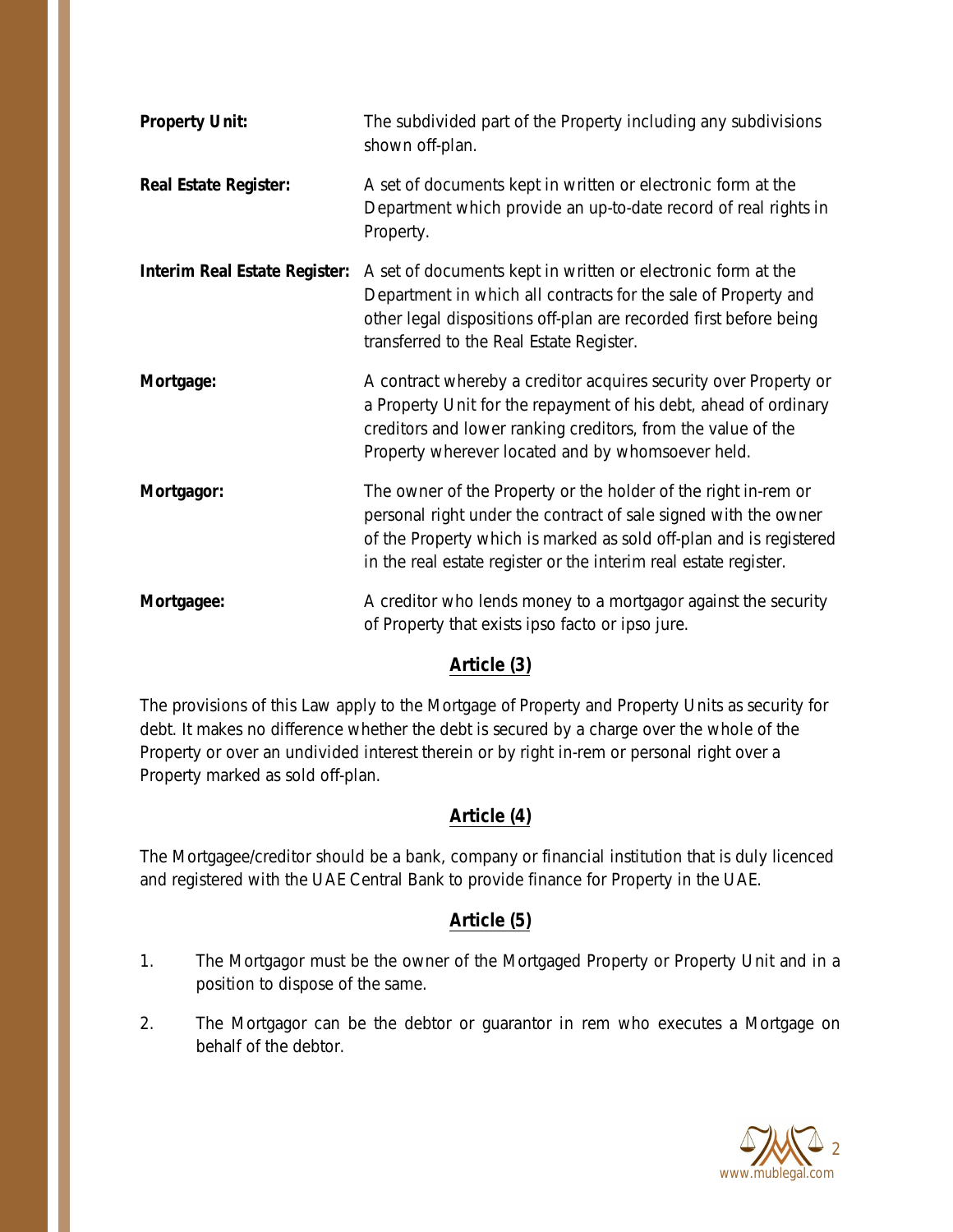**Property Unit:** The subdivided part of the Property including any subdivisions shown off-plan.

**Real Estate Register:** A set of documents kept in written or electronic form at the Department which provide an up-to-date record of real rights in Property.

**Interim Real Estate Register:** A set of documents kept in written or electronic form at the Department in which all contracts for the sale of Property and other legal dispositions off-plan are recorded first before being transferred to the Real Estate Register.

**Mortgage:** A contract whereby a creditor acquires security over Property or a Property Unit for the repayment of his debt, ahead of ordinary creditors and lower ranking creditors, from the value of the Property wherever located and by whomsoever held.

**Mortgagor:** The owner of the Property or the holder of the right in-rem or personal right under the contract of sale signed with the owner of the Property which is marked as sold off-plan and is registered in the real estate register or the interim real estate register.

**Mortgagee:** A creditor who lends money to a mortgagor against the security of Property that exists ipso facto or ipso jure.

## Article (3)

The provisions of this Law apply to the Mortgage of Property and Property Units as security for debt. It makes no difference whether the debt is secured by a charge over the whole of the Property or over an undivided interest therein or by right in-rem or personal right over a Property marked as sold off-plan.

## Article (4)

The Mortgagee/creditor should be a bank, company or financial institution that is duly licenced and registered with the UAE Central Bank to provide finance for Property in the UAE.

## Article (5)

1. The Mortgagor must be the owner of the Mortgaged Property or Property Unit and in a position to dispose of the same.
2. The Mortgagor can be the debtor or guarantor in rem who executes a Mortgage on behalf of the debtor.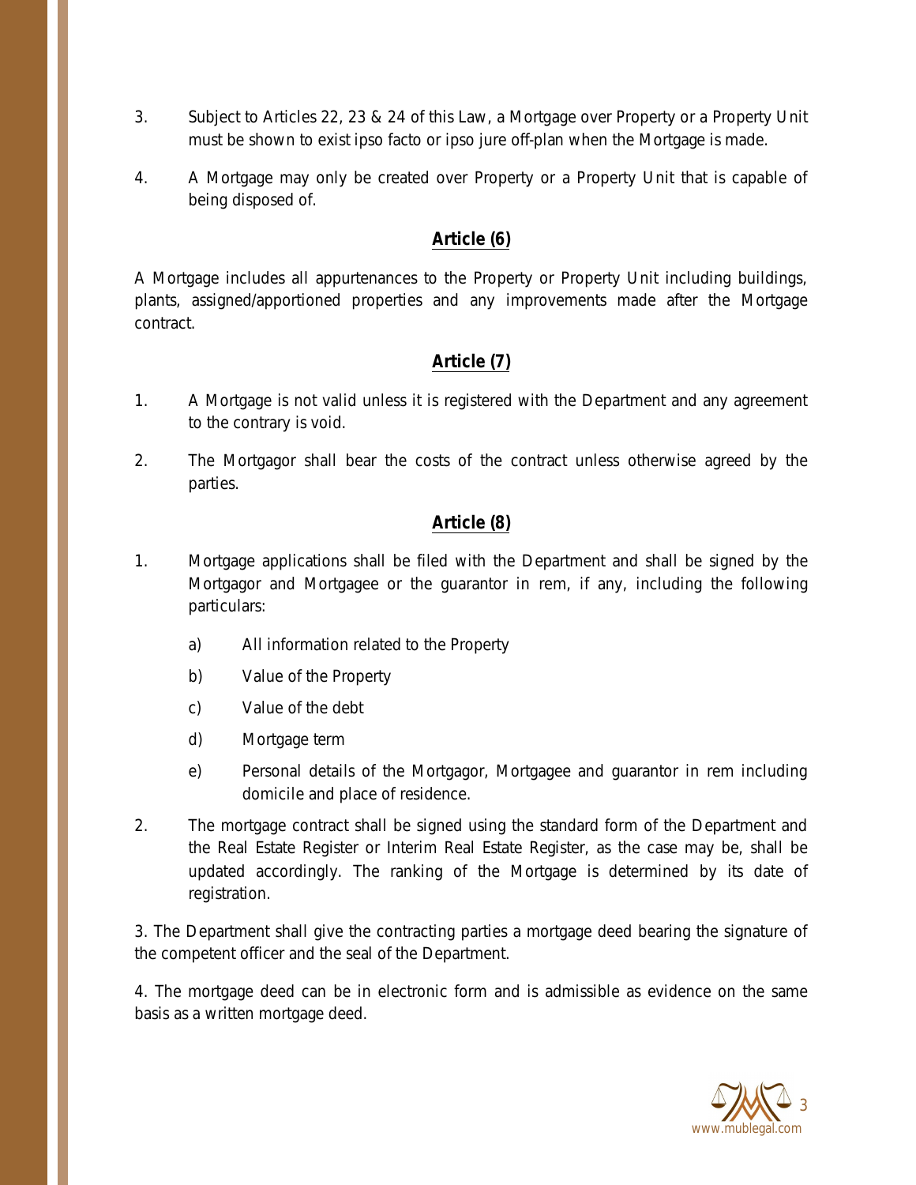3. Subject to Articles 22, 23 & 24 of this Law, a Mortgage over Property or a Property Unit must be shown to exist ipso facto or ipso jure off-plan when the Mortgage is made.

4. A Mortgage may only be created over Property or a Property Unit that is capable of being disposed of.

## **Article (6)**

A Mortgage includes all appurtenances to the Property or Property Unit including buildings, plants, assigned/apportioned properties and any improvements made after the Mortgage contract.

## **Article (7)**

1. A Mortgage is not valid unless it is registered with the Department and any agreement to the contrary is void.

2. The Mortgagor shall bear the costs of the contract unless otherwise agreed by the parties.

## **Article (8)**

1. Mortgage applications shall be filed with the Department and shall be signed by the Mortgagor and Mortgagee or the guarantor in rem, if any, including the following particulars:

   a) All information related to the Property

   b) Value of the Property

   c) Value of the debt

   d) Mortgage term

   e) Personal details of the Mortgagor, Mortgagee and guarantor in rem including domicile and place of residence.

2. The mortgage contract shall be signed using the standard form of the Department and the Real Estate Register or Interim Real Estate Register, as the case may be, shall be updated accordingly. The ranking of the Mortgage is determined by its date of registration.

3. The Department shall give the contracting parties a mortgage deed bearing the signature of the competent officer and the seal of the Department.

4. The mortgage deed can be in electronic form and is admissible as evidence on the same basis as a written mortgage deed.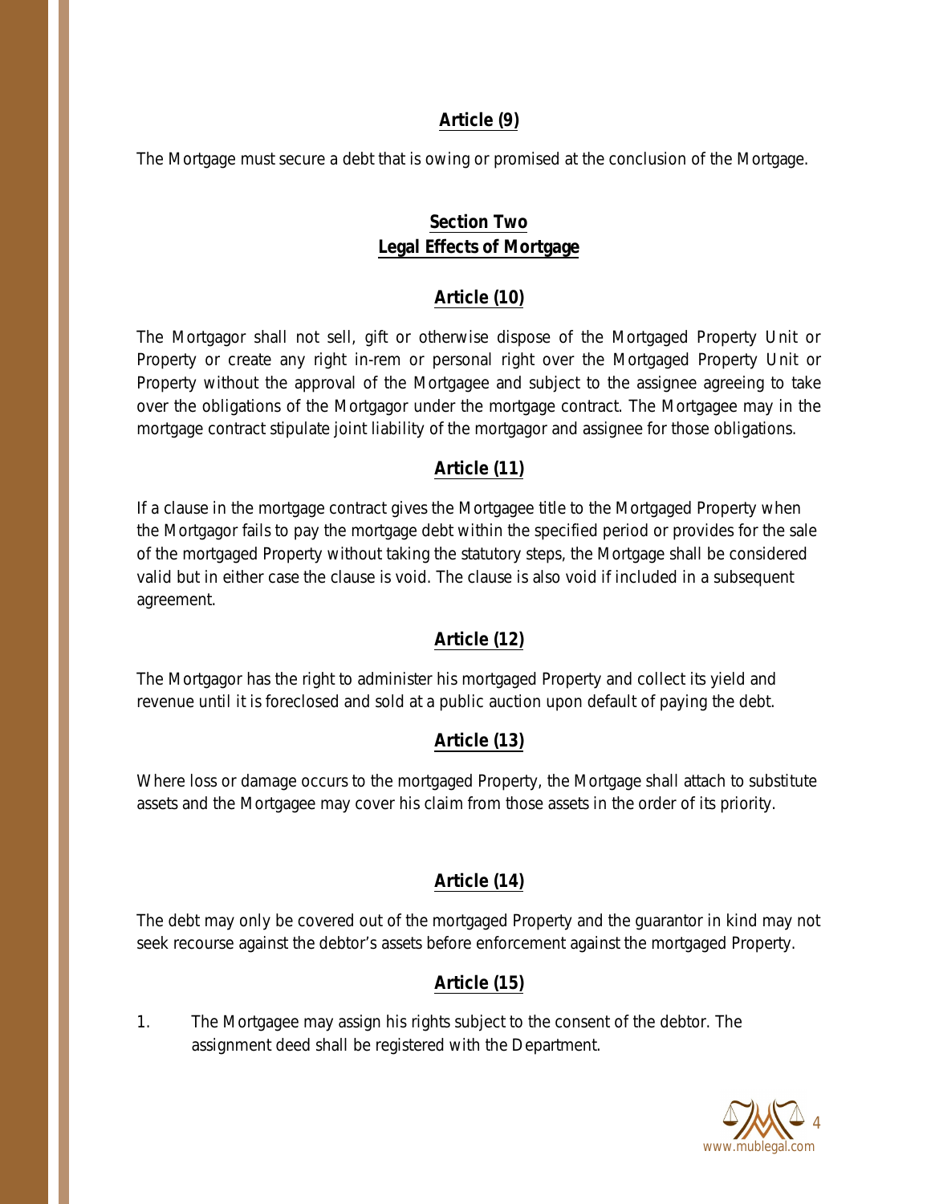## Article (9)

The Mortgage must secure a debt that is owing or promised at the conclusion of the Mortgage.

## Section Two
## Legal Effects of Mortgage

## Article (10)

The Mortgagor shall not sell, gift or otherwise dispose of the Mortgaged Property Unit or Property or create any right in-rem or personal right over the Mortgaged Property Unit or Property without the approval of the Mortgagee and subject to the assignee agreeing to take over the obligations of the Mortgagor under the mortgage contract. The Mortgagee may in the mortgage contract stipulate joint liability of the mortgagor and assignee for those obligations.

## Article (11)

If a clause in the mortgage contract gives the Mortgagee title to the Mortgaged Property when the Mortgagor fails to pay the mortgage debt within the specified period or provides for the sale of the mortgaged Property without taking the statutory steps, the Mortgage shall be considered valid but in either case the clause is void. The clause is also void if included in a subsequent agreement.

## Article (12)

The Mortgagor has the right to administer his mortgaged Property and collect its yield and revenue until it is foreclosed and sold at a public auction upon default of paying the debt.

## Article (13)

Where loss or damage occurs to the mortgaged Property, the Mortgage shall attach to substitute assets and the Mortgagee may cover his claim from those assets in the order of its priority.

## Article (14)

The debt may only be covered out of the mortgaged Property and the guarantor in kind may not seek recourse against the debtor's assets before enforcement against the mortgaged Property.

## Article (15)

1. The Mortgagee may assign his rights subject to the consent of the debtor. The assignment deed shall be registered with the Department.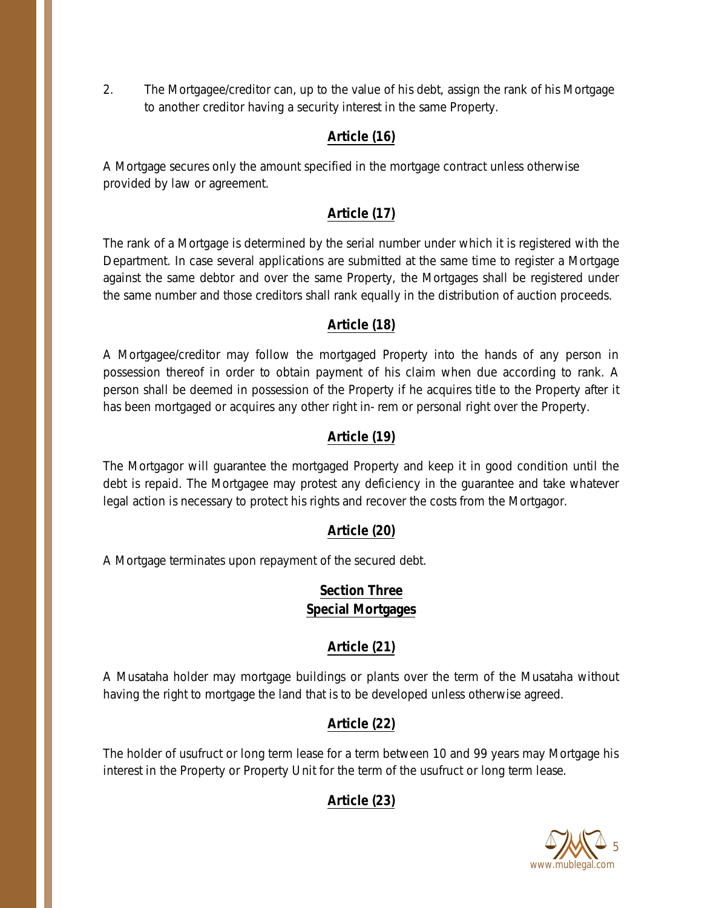2. The Mortgagee/creditor can, up to the value of his debt, assign the rank of his Mortgage to another creditor having a security interest in the same Property.

## Article (16)

A Mortgage secures only the amount specified in the mortgage contract unless otherwise provided by law or agreement.

## Article (17)

The rank of a Mortgage is determined by the serial number under which it is registered with the Department. In case several applications are submitted at the same time to register a Mortgage against the same debtor and over the same Property, the Mortgages shall be registered under the same number and those creditors shall rank equally in the distribution of auction proceeds.

## Article (18)

A Mortgagee/creditor may follow the mortgaged Property into the hands of any person in possession thereof in order to obtain payment of his claim when due according to rank. A person shall be deemed in possession of the Property if he acquires title to the Property after it has been mortgaged or acquires any other right in- rem or personal right over the Property.

## Article (19)

The Mortgagor will guarantee the mortgaged Property and keep it in good condition until the debt is repaid. The Mortgagee may protest any deficiency in the guarantee and take whatever legal action is necessary to protect his rights and recover the costs from the Mortgagor.

## Article (20)

A Mortgage terminates upon repayment of the secured debt.

# Section Three
# Special Mortgages

## Article (21)

A Musataha holder may mortgage buildings or plants over the term of the Musataha without having the right to mortgage the land that is to be developed unless otherwise agreed.

## Article (22)

The holder of usufruct or long term lease for a term between 10 and 99 years may Mortgage his interest in the Property or Property Unit for the term of the usufruct or long term lease.

## Article (23)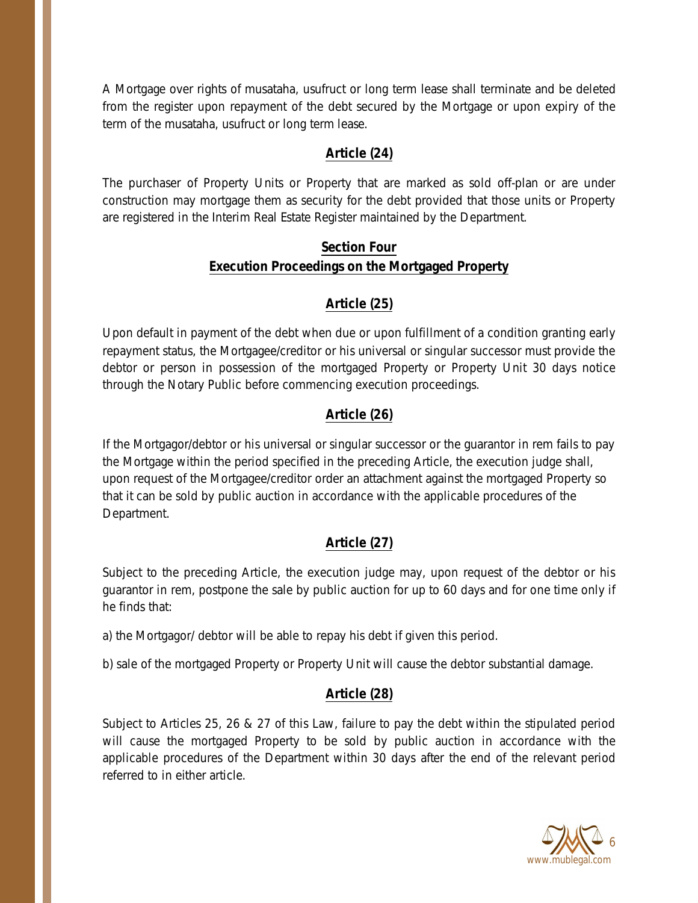A Mortgage over rights of musataha, usufruct or long term lease shall terminate and be deleted from the register upon repayment of the debt secured by the Mortgage or upon expiry of the term of the musataha, usufruct or long term lease.

## Article (24)

The purchaser of Property Units or Property that are marked as sold off-plan or are under construction may mortgage them as security for the debt provided that those units or Property are registered in the Interim Real Estate Register maintained by the Department.

## Section Four
## Execution Proceedings on the Mortgaged Property

## Article (25)

Upon default in payment of the debt when due or upon fulfillment of a condition granting early repayment status, the Mortgagee/creditor or his universal or singular successor must provide the debtor or person in possession of the mortgaged Property or Property Unit 30 days notice through the Notary Public before commencing execution proceedings.

## Article (26)

If the Mortgagor/debtor or his universal or singular successor or the guarantor in rem fails to pay the Mortgage within the period specified in the preceding Article, the execution judge shall, upon request of the Mortgagee/creditor order an attachment against the mortgaged Property so that it can be sold by public auction in accordance with the applicable procedures of the Department.

## Article (27)

Subject to the preceding Article, the execution judge may, upon request of the debtor or his guarantor in rem, postpone the sale by public auction for up to 60 days and for one time only if he finds that:

a) the Mortgagor/ debtor will be able to repay his debt if given this period.

b) sale of the mortgaged Property or Property Unit will cause the debtor substantial damage.

## Article (28)

Subject to Articles 25, 26 & 27 of this Law, failure to pay the debt within the stipulated period will cause the mortgaged Property to be sold by public auction in accordance with the applicable procedures of the Department within 30 days after the end of the relevant period referred to in either article.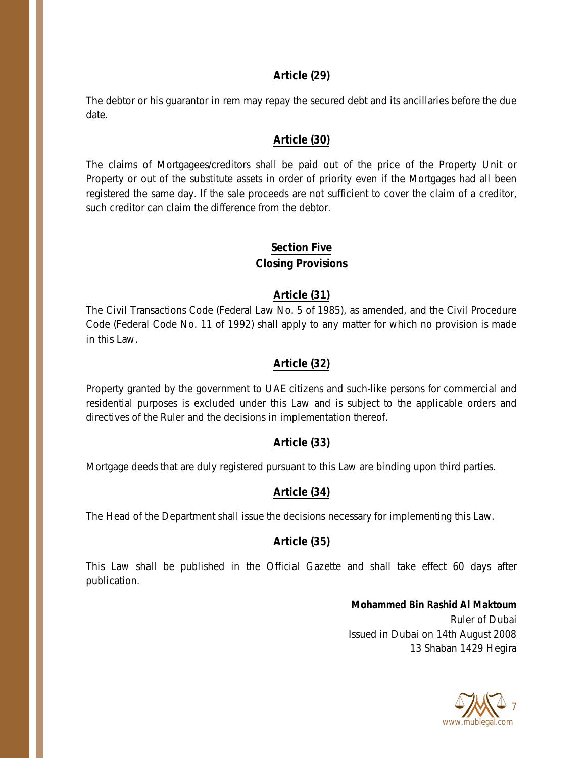## Article (29)

The debtor or his guarantor in rem may repay the secured debt and its ancillaries before the due date.

## Article (30)

The claims of Mortgagees/creditors shall be paid out of the price of the Property Unit or Property or out of the substitute assets in order of priority even if the Mortgages had all been registered the same day. If the sale proceeds are not sufficient to cover the claim of a creditor, such creditor can claim the difference from the debtor.

# Section Five
# Closing Provisions

## Article (31)

The Civil Transactions Code (Federal Law No. 5 of 1985), as amended, and the Civil Procedure Code (Federal Code No. 11 of 1992) shall apply to any matter for which no provision is made in this Law.

## Article (32)

Property granted by the government to UAE citizens and such-like persons for commercial and residential purposes is excluded under this Law and is subject to the applicable orders and directives of the Ruler and the decisions in implementation thereof.

## Article (33)

Mortgage deeds that are duly registered pursuant to this Law are binding upon third parties.

## Article (34)

The Head of the Department shall issue the decisions necessary for implementing this Law.

## Article (35)

This Law shall be published in the Official Gazette and shall take effect 60 days after publication.

**Mohammed Bin Rashid Al Maktoum**
Ruler of Dubai
Issued in Dubai on 14th August 2008
13 Shaban 1429 Hegira